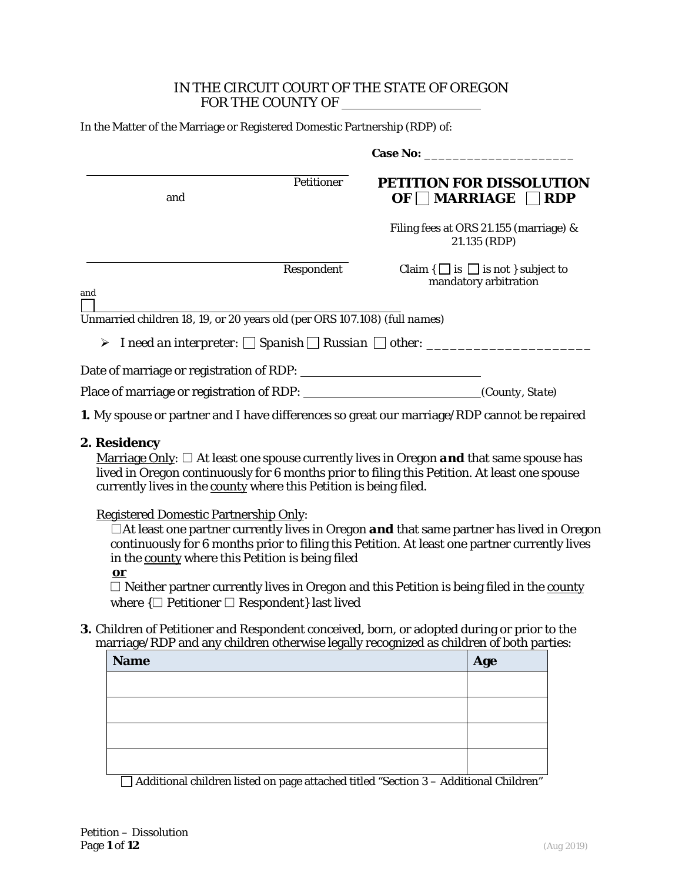IN THE CIRCUIT COURT OF THE STATE OF OREGON
FOR THE COUNTY OF ____________________

In the Matter of the Marriage or Registered Domestic Partnership (RDP) of:

**Case No:** ____________________

______________________________ Petitioner

and

______________________________ Respondent

and

☐ ______________________________
Unmarried children 18, 19, or 20 years old (per ORS 107.108) (full names)

**PETITION FOR DISSOLUTION OF ☐ MARRIAGE ☐ RDP**

Filing fees at ORS 21.155 (marriage) & 21.135 (RDP)

Claim { ☐ is ☐ is not } subject to mandatory arbitration

- *I need an interpreter:* ☐ *Spanish* ☐ *Russian* ☐ other: ____________________

Date of marriage or registration of RDP: ____________________

Place of marriage or registration of RDP: ____________________ *(County, State)*

**1.** My spouse or partner and I have differences so great our marriage/RDP cannot be repaired

**2. Residency**

Marriage Only: ☐ At least one spouse currently lives in Oregon ***and*** that same spouse has lived in Oregon continuously for 6 months prior to filing this Petition. At least one spouse currently lives in the county where this Petition is being filed.

Registered Domestic Partnership Only:

☐At least one partner currently lives in Oregon **and** that same partner has lived in Oregon continuously for 6 months prior to filing this Petition. At least one partner currently lives in the county where this Petition is being filed

**or**

☐ Neither partner currently lives in Oregon and this Petition is being filed in the county where {☐ Petitioner ☐ Respondent} last lived

**3.** Children of Petitioner and Respondent conceived, born, or adopted during or prior to the marriage/RDP and any children otherwise legally recognized as children of both parties:

| **Name** | **Age** |
|---|---|
| | |
| | |
| | |
| | |

☐ Additional children listed on page attached titled "Section 3 – Additional Children"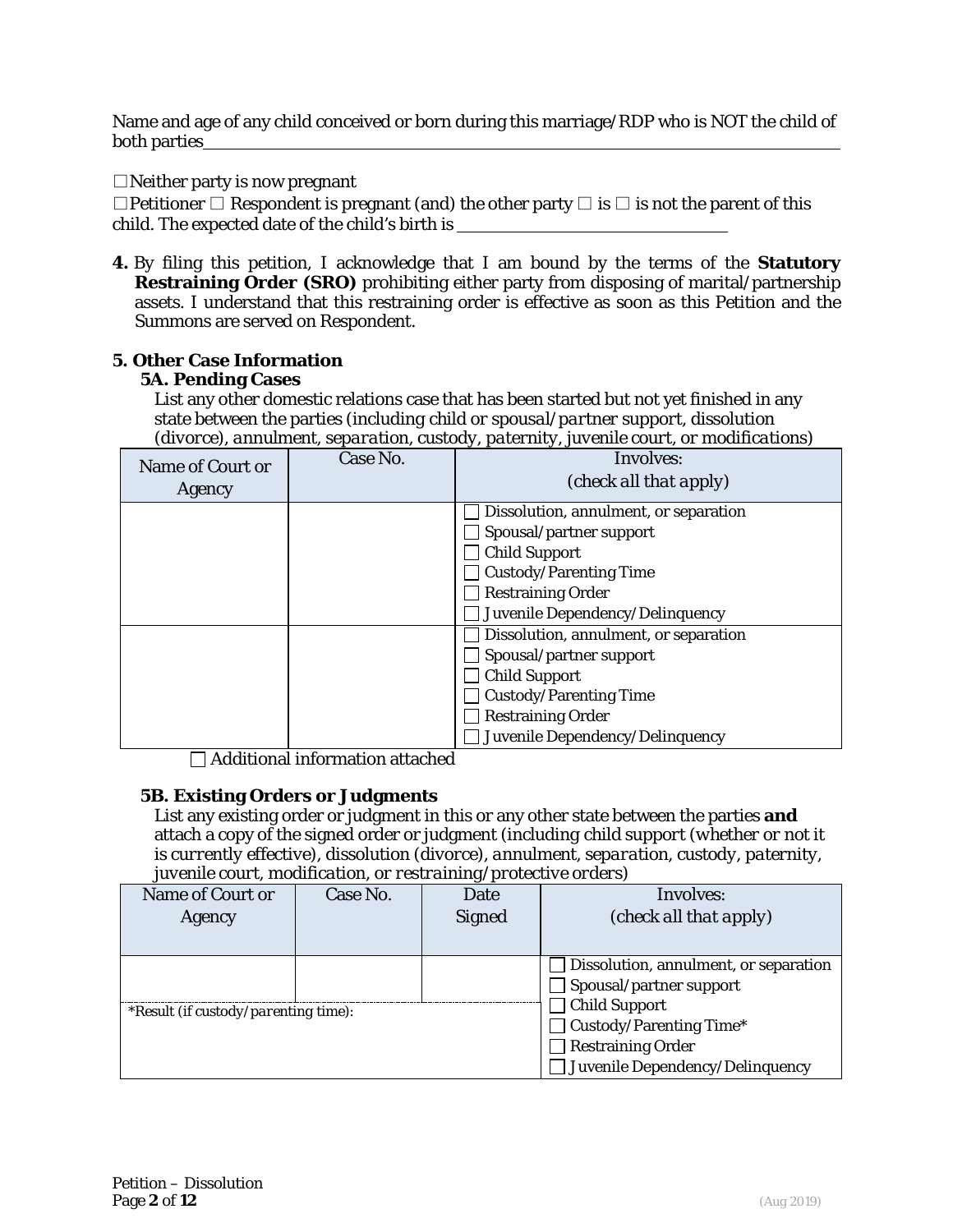Name and age of any child conceived or born during this marriage/RDP who is NOT the child of both parties\_\_\_\_\_\_\_\_\_\_\_\_\_\_\_\_\_\_\_\_\_\_\_\_\_\_\_\_\_\_\_\_\_\_\_\_\_\_\_\_

☐ Neither party is now pregnant

☐ Petitioner ☐ Respondent is pregnant (and) the other party ☐ is ☐ is not the parent of this child. The expected date of the child's birth is \_\_\_\_\_\_\_\_\_\_\_\_\_\_\_\_\_\_\_\_\_\_\_\_\_\_\_\_

**4.** By filing this petition, I acknowledge that I am bound by the terms of the **Statutory Restraining Order (SRO)** prohibiting either party from disposing of marital/partnership assets. I understand that this restraining order is effective as soon as this Petition and the Summons are served on Respondent.

**5. Other Case Information**

**5A. Pending Cases**

List any other domestic relations case that has been started but not yet finished in any state between the parties (*including child or spousal/partner support, dissolution (divorce), annulment, separation, custody, paternity, juvenile court, or modifications*)

| Name of Court or Agency | Case No. | Involves: (*check all that apply*) |
|---|---|---|
| | | ☐ Dissolution, annulment, or separation<br>☐ Spousal/partner support<br>☐ Child Support<br>☐ Custody/Parenting Time<br>☐ Restraining Order<br>☐ Juvenile Dependency/Delinquency |
| | | ☐ Dissolution, annulment, or separation<br>☐ Spousal/partner support<br>☐ Child Support<br>☐ Custody/Parenting Time<br>☐ Restraining Order<br>☐ Juvenile Dependency/Delinquency |

☐ Additional information attached

**5B. Existing Orders or Judgments**

List any existing order or judgment in this or any other state between the parties **and** attach a copy of the signed order or judgment (*including child support (whether or not it is currently effective), dissolution (divorce), annulment, separation, custody, paternity, juvenile court, modification, or restraining/protective orders*)

| Name of Court or Agency | Case No. | Date Signed | Involves: (*check all that apply*) |
|---|---|---|---|
| | | | ☐ Dissolution, annulment, or separation<br>☐ Spousal/partner support<br>☐ Child Support<br>☐ Custody/Parenting Time*<br>☐ Restraining Order<br>☐ Juvenile Dependency/Delinquency |
| *Result (if custody/parenting time): | | | |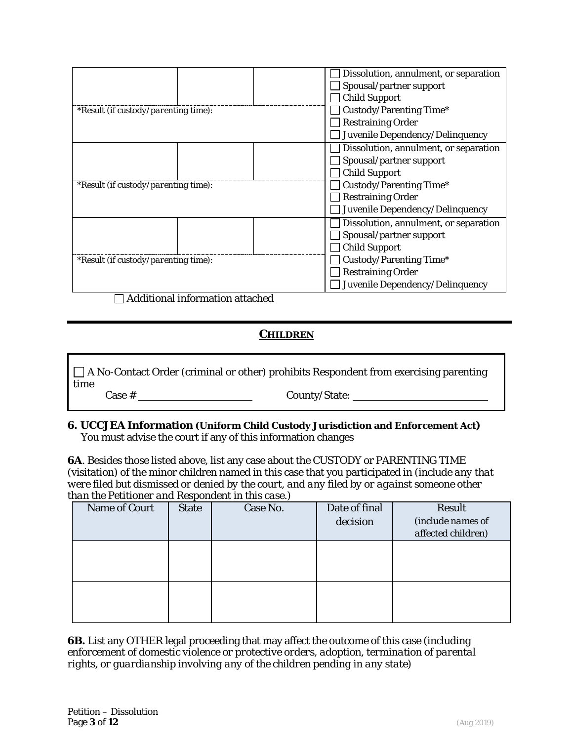| | | | |
|---|---|---|---|
| | | | ☐ Dissolution, annulment, or separation<br>☐ Spousal/partner support<br>☐ Child Support<br>☐ Custody/Parenting Time*<br>☐ Restraining Order<br>☐ Juvenile Dependency/Delinquency |
| *Result (if custody/parenting time): | | | |
| | | | ☐ Dissolution, annulment, or separation<br>☐ Spousal/partner support<br>☐ Child Support<br>☐ Custody/Parenting Time*<br>☐ Restraining Order<br>☐ Juvenile Dependency/Delinquency |
| *Result (if custody/parenting time): | | | |
| | | | ☐ Dissolution, annulment, or separation<br>☐ Spousal/partner support<br>☐ Child Support<br>☐ Custody/Parenting Time*<br>☐ Restraining Order<br>☐ Juvenile Dependency/Delinquency |
| *Result (if custody/parenting time): | | | |

☐ Additional information attached

## CHILDREN

☐ A No-Contact Order (criminal or other) prohibits Respondent from exercising parenting time

Case # ____________________ County/State: ______________________

### 6. UCCJEA Information (Uniform Child Custody Jurisdiction and Enforcement Act)

You must advise the court if any of this information changes

**6A**. Besides those listed above, list any case about the CUSTODY or PARENTING TIME (visitation) of the minor children named in this case that you participated in (*include any that were filed but dismissed or denied by the court, and any filed by or against someone other than the Petitioner and Respondent in this case.*)

| Name of Court | State | Case No. | Date of final decision | Result (*include names of affected children*) |
|---|---|---|---|---|
| | | | | |
| | | | | |

**6B.** List any OTHER legal proceeding that may affect the outcome of this case (*including enforcement of domestic violence or protective orders, adoption, termination of parental rights, or guardianship involving any of the children pending in any state*)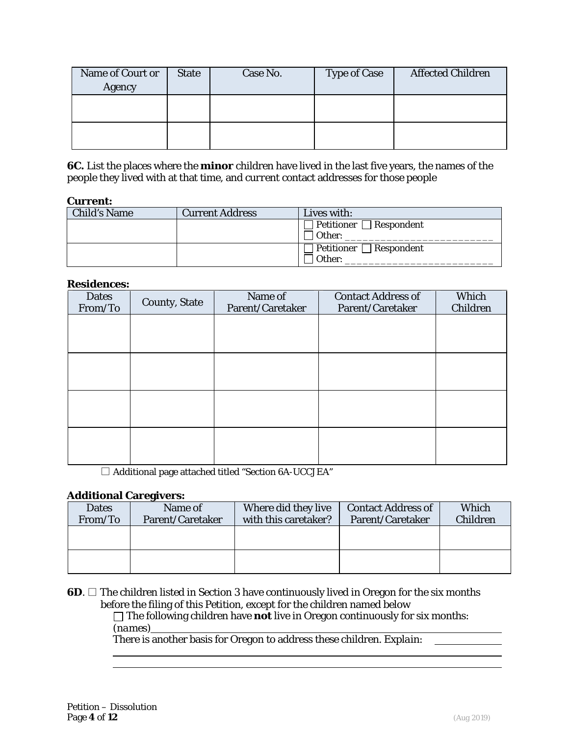| Name of Court or Agency | State | Case No. | Type of Case | Affected Children |
|---|---|---|---|---|
| | | | | |
| | | | | |

**6C.** List the places where the **minor** children have lived in the last five years, the names of the people they lived with at that time, and *current* contact addresses for those people

**Current:**

| Child's Name | Current Address | Lives with: |
|---|---|---|
| | | ☐ Petitioner ☐ Respondent ☐ Other: ___________________________ |
| | | ☐ Petitioner ☐ Respondent ☐ Other: ___________________________ |

**Residences:**

| Dates From/To | County, State | Name of Parent/Caretaker | Contact Address of Parent/Caretaker | Which Children |
|---|---|---|---|---|
| | | | | |
| | | | | |
| | | | | |
| | | | | |

☐ Additional page attached titled "Section 6A-UCCJEA"

**Additional Caregivers:**

| Dates From/To | Name of Parent/Caretaker | Where did they live with this caretaker? | Contact Address of Parent/Caretaker | Which Children |
|---|---|---|---|---|
| | | | | |
| | | | | |

**6D**. ☐ The children listed in Section 3 have continuously lived in Oregon for the six months before the filing of this Petition, except for the children named below

☐ The following children have **not** live in Oregon continuously for six months: *(names)*___________________________________________

There is another basis for Oregon to address these children. *Explain:* ____________

______________________________________________________________

______________________________________________________________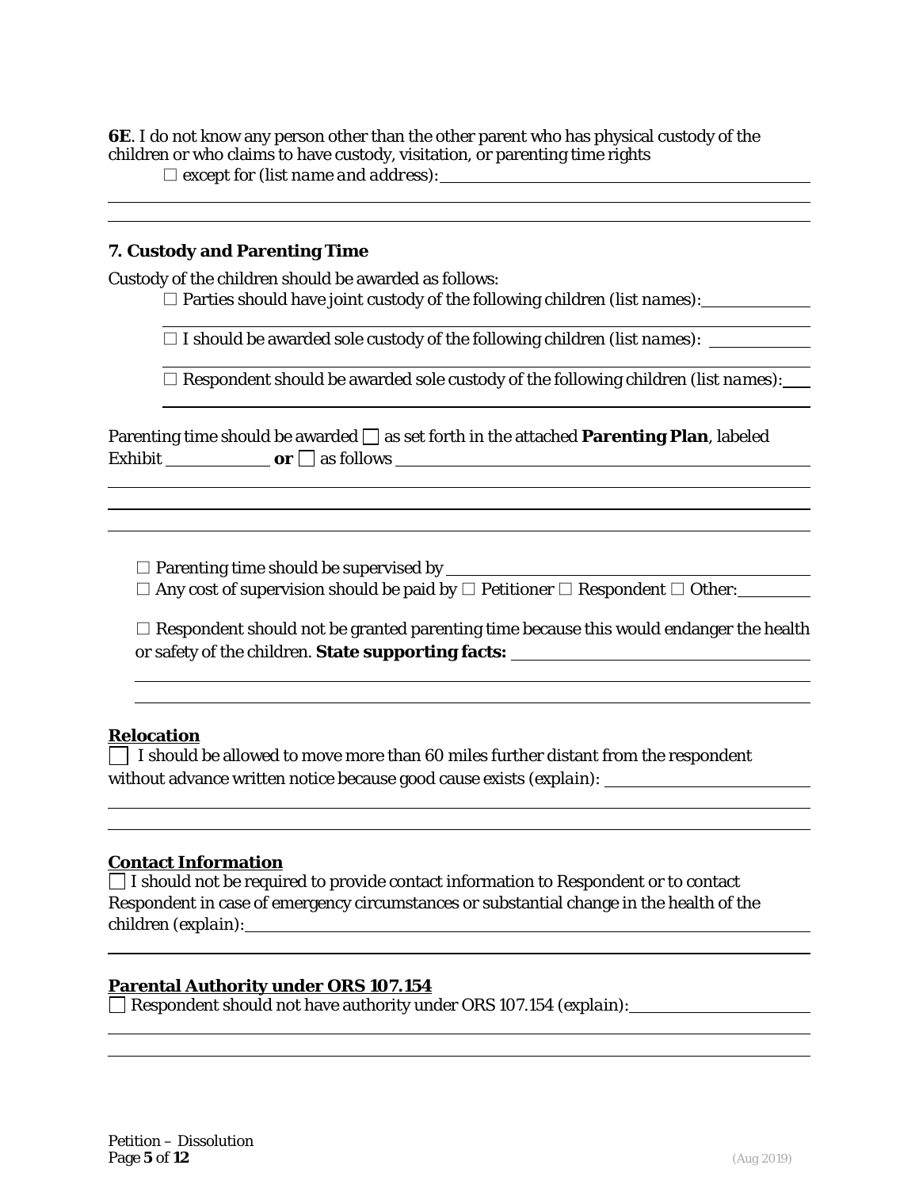**6E**. I do not know any person other than the other parent who has physical custody of the children or who claims to have custody, visitation, or parenting time rights

☐ except for (*list name and address*): \_\_\_\_\_\_\_\_\_\_\_\_\_\_\_\_\_\_\_\_\_\_\_\_\_\_\_\_\_\_\_\_\_\_\_\_\_\_\_\_\_\_\_\_

\_\_\_\_\_\_\_\_\_\_\_\_\_\_\_\_\_\_\_\_\_\_\_\_\_\_\_\_\_\_\_\_\_\_\_\_\_\_\_\_\_\_\_\_\_\_\_\_\_\_\_\_\_\_\_\_\_\_\_\_\_\_\_\_\_\_\_\_\_\_\_\_\_\_\_\_\_\_

\_\_\_\_\_\_\_\_\_\_\_\_\_\_\_\_\_\_\_\_\_\_\_\_\_\_\_\_\_\_\_\_\_\_\_\_\_\_\_\_\_\_\_\_\_\_\_\_\_\_\_\_\_\_\_\_\_\_\_\_\_\_\_\_\_\_\_\_\_\_\_\_\_\_\_\_\_\_

**7. Custody and Parenting Time**

Custody of the children should be awarded as follows:

☐ Parties should have joint custody of the following children (*list names*): \_\_\_\_\_\_\_\_\_\_\_\_

\_\_\_\_\_\_\_\_\_\_\_\_\_\_\_\_\_\_\_\_\_\_\_\_\_\_\_\_\_\_\_\_\_\_\_\_\_\_\_\_\_\_\_\_\_\_\_\_\_\_\_\_\_\_\_\_\_\_\_\_\_\_\_\_\_\_\_\_\_\_\_\_

☐ I should be awarded sole custody of the following children (*list names*): \_\_\_\_\_\_\_\_\_\_\_\_

\_\_\_\_\_\_\_\_\_\_\_\_\_\_\_\_\_\_\_\_\_\_\_\_\_\_\_\_\_\_\_\_\_\_\_\_\_\_\_\_\_\_\_\_\_\_\_\_\_\_\_\_\_\_\_\_\_\_\_\_\_\_\_\_\_\_\_\_\_\_\_\_

☐ Respondent should be awarded sole custody of the following children (*list names*): \_\_\_\_

\_\_\_\_\_\_\_\_\_\_\_\_\_\_\_\_\_\_\_\_\_\_\_\_\_\_\_\_\_\_\_\_\_\_\_\_\_\_\_\_\_\_\_\_\_\_\_\_\_\_\_\_\_\_\_\_\_\_\_\_\_\_\_\_\_\_\_\_\_\_\_\_

Parenting time should be awarded ☐ as set forth in the attached **Parenting Plan**, labeled Exhibit \_\_\_\_\_\_\_\_\_\_\_\_ **or** ☐ as follows \_\_\_\_\_\_\_\_\_\_\_\_\_\_\_\_\_\_\_\_\_\_\_\_\_\_\_\_\_\_\_\_\_\_\_\_\_\_\_\_\_\_\_\_\_\_\_\_\_

\_\_\_\_\_\_\_\_\_\_\_\_\_\_\_\_\_\_\_\_\_\_\_\_\_\_\_\_\_\_\_\_\_\_\_\_\_\_\_\_\_\_\_\_\_\_\_\_\_\_\_\_\_\_\_\_\_\_\_\_\_\_\_\_\_\_\_\_\_\_\_\_\_\_\_\_\_\_

\_\_\_\_\_\_\_\_\_\_\_\_\_\_\_\_\_\_\_\_\_\_\_\_\_\_\_\_\_\_\_\_\_\_\_\_\_\_\_\_\_\_\_\_\_\_\_\_\_\_\_\_\_\_\_\_\_\_\_\_\_\_\_\_\_\_\_\_\_\_\_\_\_\_\_\_\_\_

\_\_\_\_\_\_\_\_\_\_\_\_\_\_\_\_\_\_\_\_\_\_\_\_\_\_\_\_\_\_\_\_\_\_\_\_\_\_\_\_\_\_\_\_\_\_\_\_\_\_\_\_\_\_\_\_\_\_\_\_\_\_\_\_\_\_\_\_\_\_\_\_\_\_\_\_\_\_

☐ Parenting time should be supervised by \_\_\_\_\_\_\_\_\_\_\_\_\_\_\_\_\_\_\_\_\_\_\_\_\_\_\_\_\_\_\_\_\_\_\_\_\_\_\_\_\_\_\_

☐ Any cost of supervision should be paid by ☐ Petitioner ☐ Respondent ☐ Other: \_\_\_\_\_\_\_\_\_

☐ Respondent should not be granted parenting time because this would endanger the health or safety of the children. **State supporting facts:** \_\_\_\_\_\_\_\_\_\_\_\_\_\_\_\_\_\_\_\_\_\_\_\_\_\_\_\_\_\_\_\_\_\_\_

\_\_\_\_\_\_\_\_\_\_\_\_\_\_\_\_\_\_\_\_\_\_\_\_\_\_\_\_\_\_\_\_\_\_\_\_\_\_\_\_\_\_\_\_\_\_\_\_\_\_\_\_\_\_\_\_\_\_\_\_\_\_\_\_\_\_\_\_\_\_\_\_\_\_

\_\_\_\_\_\_\_\_\_\_\_\_\_\_\_\_\_\_\_\_\_\_\_\_\_\_\_\_\_\_\_\_\_\_\_\_\_\_\_\_\_\_\_\_\_\_\_\_\_\_\_\_\_\_\_\_\_\_\_\_\_\_\_\_\_\_\_\_\_\_\_\_\_\_

**Relocation**

☐ I should be allowed to move more than 60 miles further distant from the respondent without advance written notice because good cause exists (*explain*): \_\_\_\_\_\_\_\_\_\_\_\_\_\_\_\_\_\_\_\_\_\_\_\_

\_\_\_\_\_\_\_\_\_\_\_\_\_\_\_\_\_\_\_\_\_\_\_\_\_\_\_\_\_\_\_\_\_\_\_\_\_\_\_\_\_\_\_\_\_\_\_\_\_\_\_\_\_\_\_\_\_\_\_\_\_\_\_\_\_\_\_\_\_\_\_\_\_\_\_\_\_\_

\_\_\_\_\_\_\_\_\_\_\_\_\_\_\_\_\_\_\_\_\_\_\_\_\_\_\_\_\_\_\_\_\_\_\_\_\_\_\_\_\_\_\_\_\_\_\_\_\_\_\_\_\_\_\_\_\_\_\_\_\_\_\_\_\_\_\_\_\_\_\_\_\_\_\_\_\_\_

**Contact Information**

☐ I should not be required to provide contact information to Respondent or to contact Respondent in case of emergency circumstances or substantial change in the health of the children (*explain*): \_\_\_\_\_\_\_\_\_\_\_\_\_\_\_\_\_\_\_\_\_\_\_\_\_\_\_\_\_\_\_\_\_\_\_\_\_\_\_\_\_\_\_\_\_\_\_\_\_\_\_\_\_\_\_\_\_\_\_\_\_\_\_

\_\_\_\_\_\_\_\_\_\_\_\_\_\_\_\_\_\_\_\_\_\_\_\_\_\_\_\_\_\_\_\_\_\_\_\_\_\_\_\_\_\_\_\_\_\_\_\_\_\_\_\_\_\_\_\_\_\_\_\_\_\_\_\_\_\_\_\_\_\_\_\_\_\_\_\_\_\_

**Parental Authority under ORS 107.154**

☐ Respondent should not have authority under ORS 107.154 (*explain*): \_\_\_\_\_\_\_\_\_\_\_\_\_\_\_\_\_\_\_\_\_\_

\_\_\_\_\_\_\_\_\_\_\_\_\_\_\_\_\_\_\_\_\_\_\_\_\_\_\_\_\_\_\_\_\_\_\_\_\_\_\_\_\_\_\_\_\_\_\_\_\_\_\_\_\_\_\_\_\_\_\_\_\_\_\_\_\_\_\_\_\_\_\_\_\_\_\_\_\_\_

\_\_\_\_\_\_\_\_\_\_\_\_\_\_\_\_\_\_\_\_\_\_\_\_\_\_\_\_\_\_\_\_\_\_\_\_\_\_\_\_\_\_\_\_\_\_\_\_\_\_\_\_\_\_\_\_\_\_\_\_\_\_\_\_\_\_\_\_\_\_\_\_\_\_\_\_\_\_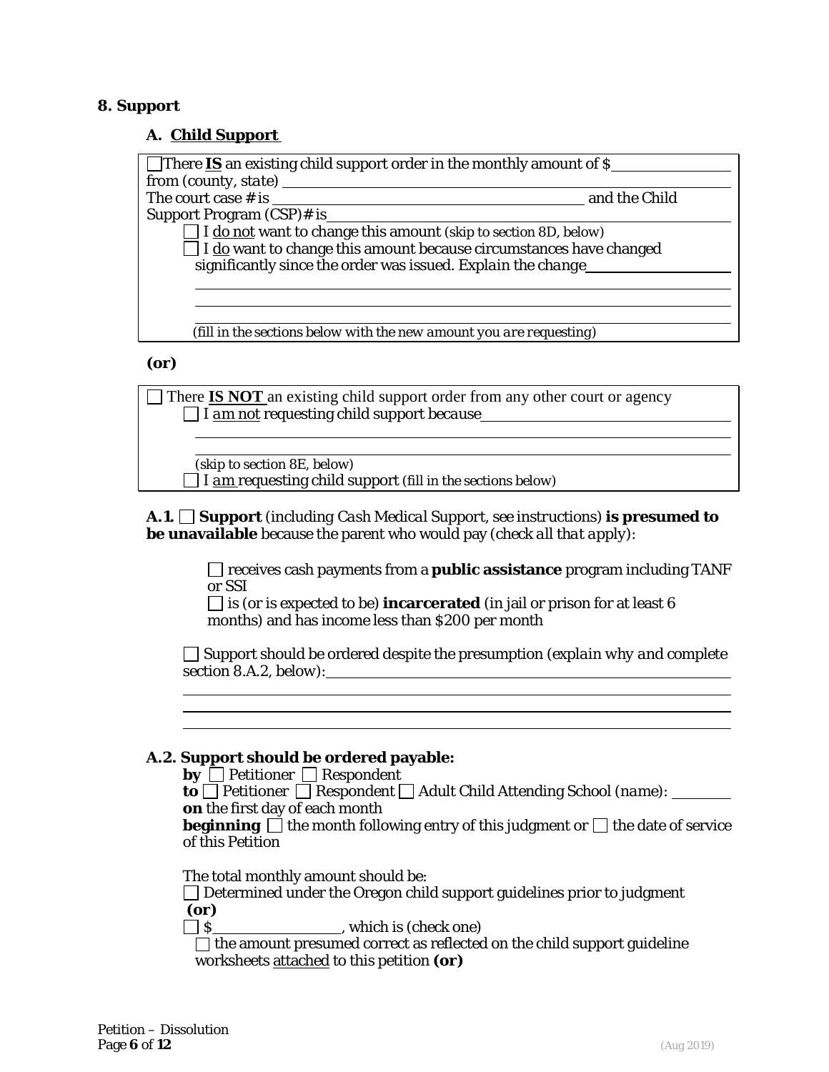## 8. Support

### A. Child Support

☐ There **IS** an existing child support order in the monthly amount of $\_\_\_\_\_\_\_\_\_\_\_\_\_\_\_\_ from (*county, state*) \_\_\_\_\_\_\_\_\_\_\_\_\_\_\_\_\_\_\_\_\_\_\_\_\_\_\_\_\_\_\_\_\_\_\_\_\_\_\_\_
The court case # is \_\_\_\_\_\_\_\_\_\_\_\_\_\_\_\_\_\_\_\_\_\_\_\_\_\_\_\_\_\_\_\_\_\_ and the Child Support Program (CSP)# is \_\_\_\_\_\_\_\_\_\_\_\_\_\_\_\_\_\_\_\_\_\_\_\_\_\_\_\_\_\_\_\_\_\_

- ☐ I do not want to change this amount (skip to section 8D, below)
- ☐ I do want to change this amount because circumstances have changed significantly since the order was issued. *Explain the change* \_\_\_\_\_\_\_\_\_\_\_\_\_\_\_\_\_\_\_\_\_\_\_\_\_\_\_\_\_\_\_\_\_\_\_\_\_\_\_\_\_\_\_\_\_\_\_\_\_\_\_\_\_\_\_\_\_\_\_\_\_\_\_\_\_\_\_\_\_\_\_\_\_\_\_\_\_\_

  *(fill in the sections below with the new amount you are requesting)*

**(or)**

☐ There **IS NOT** an existing child support order from any other court or agency

- ☐ I am not requesting child support *because* \_\_\_\_\_\_\_\_\_\_\_\_\_\_\_\_\_\_\_\_\_\_\_\_\_\_\_\_\_\_\_\_\_\_\_\_\_\_\_\_\_\_\_\_\_\_\_\_\_\_\_\_\_\_\_\_\_\_\_\_\_\_\_\_\_\_\_\_\_\_\_\_\_\_\_\_\_\_

  (skip to section 8E, below)
- ☐ I am requesting child support (fill in the sections below)

**A.1.** ☐ **Support** (*including Cash Medical Support, see instructions*) **is presumed to be unavailable** because the parent who would pay (*check all that apply*):

- ☐ receives cash payments from a **public assistance** program including TANF or SSI
- ☐ is (or is expected to be) **incarcerated** (in jail or prison for at least 6 months) and has income less than $200 per month

☐ Support should be ordered despite the presumption (*explain why and complete section 8.A.2, below*): \_\_\_\_\_\_\_\_\_\_\_\_\_\_\_\_\_\_\_\_\_\_\_\_\_\_\_\_\_\_\_\_\_\_\_\_\_\_\_\_\_\_\_\_\_\_\_\_\_\_\_\_\_\_\_\_\_\_\_\_\_\_\_\_\_\_\_\_\_\_\_\_\_\_\_\_\_\_\_\_\_\_\_\_\_\_\_\_

**A.2. Support should be ordered payable:**

**by** ☐ Petitioner ☐ Respondent
**to** ☐ Petitioner ☐ Respondent ☐ Adult Child Attending School (*name*): \_\_\_\_\_\_\_\_
**on** the first day of each month
**beginning** ☐ the month following entry of this judgment or ☐ the date of service of this Petition

The total monthly amount should be:

☐ Determined under the Oregon child support guidelines prior to judgment
**(or)**
☐ $\_\_\_\_\_\_\_\_\_\_\_\_\_\_\_\_, which is (check one)

- ☐ the amount presumed correct as reflected on the child support guideline worksheets attached to this petition **(or)**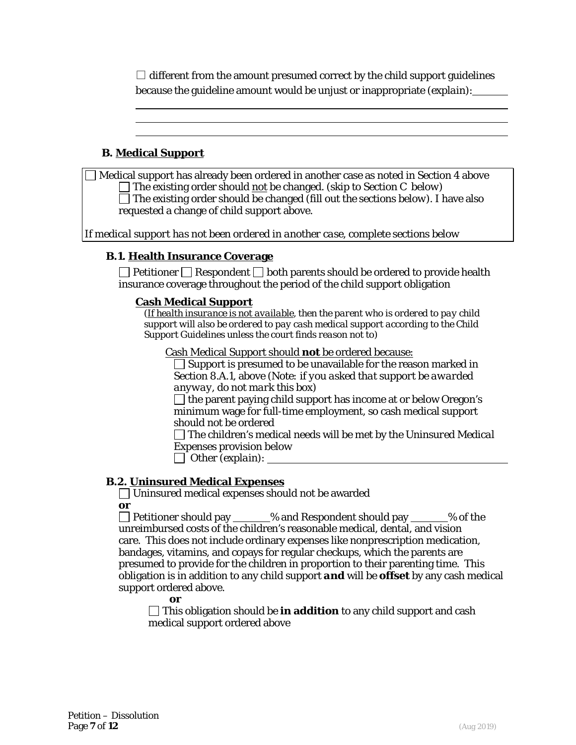☐ different from the amount presumed correct by the child support guidelines because the guideline amount would be unjust or inappropriate (*explain*): _______

_______________________________________________

_______________________________________________

_______________________________________________

### B. <u>Medical Support</u>

☐ Medical support has already been ordered in another case as noted in Section 4 above
- ☐ The existing order should <u>not</u> be changed. (skip to Section C below)
- ☐ The existing order should be changed (fill out the sections below). I have also requested a change of child support above.

*If medical support has not been ordered in another case, complete sections below*

#### B.1. <u>Health Insurance Coverage</u>

☐ Petitioner ☐ Respondent ☐ both parents should be ordered to provide health insurance coverage throughout the period of the child support obligation

**<u>Cash Medical Support</u>**

*(<u>If health insurance is not available</u>, then the parent who is ordered to pay child support will also be ordered to pay cash medical support according to the Child Support Guidelines unless the court finds reason not to)*

<u>Cash Medical Support should **not** be ordered because:</u>

☐ Support is presumed to be unavailable for the reason marked in Section 8.A.1, above (Note: *if you asked that support be awarded anyway, do not mark this box*)

☐ the parent paying child support has income at or below Oregon's minimum wage for full-time employment, so cash medical support should not be ordered

☐ The children's medical needs will be met by the *Uninsured Medical Expenses* provision below

☐ Other (*explain*): _______________________________________________

#### B.2. <u>Uninsured Medical Expenses</u>

☐ Uninsured medical expenses should not be awarded

**or**

☐ Petitioner should pay _______% and Respondent should pay _______% of the unreimbursed costs of the children's reasonable medical, dental, and vision care. This does not include ordinary expenses like nonprescription medication, bandages, vitamins, and copays for regular checkups, which the parents are presumed to provide for the children in proportion to their parenting time. This obligation is in addition to any child support ***and*** will be **offset** by any cash medical support ordered above.

**or**

☐ This obligation should be **in addition** to any child support and cash medical support ordered above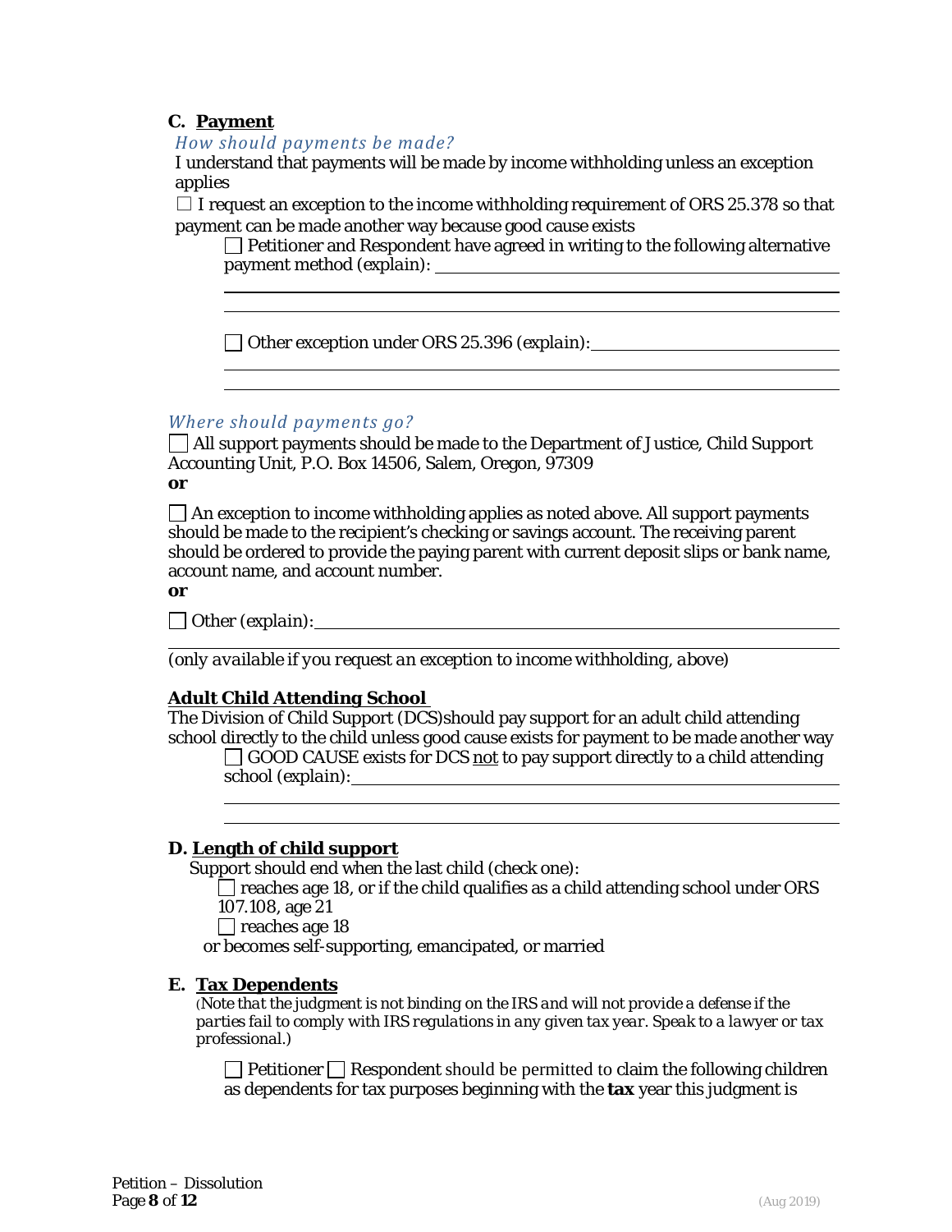### C. <u>Payment</u>

*How should payments be made?*

I understand that payments will be made by income withholding unless an exception applies

☐ I request an exception to the income withholding requirement of ORS 25.378 so that payment can be made another way because good cause exists

☐ Petitioner and Respondent have agreed in writing to the following alternative payment method (*explain*): ______________________________________________

______________________________________________

______________________________________________

☐ Other exception under ORS 25.396 (*explain*): ______________________________________________

______________________________________________

______________________________________________

*Where should payments go?*

☐ All support payments should be made to the Department of Justice, Child Support Accounting Unit, P.O. Box 14506, Salem, Oregon, 97309

**or**

☐ An exception to income withholding applies as noted above. All support payments should be made to the recipient's checking or savings account. The receiving parent should be ordered to provide the paying parent with current deposit slips or bank name, account name, and account number.

**or**

☐ Other (*explain*): ______________________________________________

______________________________________________

(*only available if you request an exception to income withholding, above*)

**<u>Adult Child Attending School</u>**

The Division of Child Support (DCS)should pay support for an adult child attending school directly to the child unless good cause exists for payment to be made another way

☐ GOOD CAUSE exists for DCS <u>not</u> to pay support directly to a child attending school (*explain*): ______________________________________________

______________________________________________

______________________________________________

### D. <u>Length of child support</u>

Support should end when the last child (check one):

☐ reaches age 18, or if the child qualifies as a child attending school under ORS 107.108, age 21

☐ reaches age 18

or becomes self-supporting, emancipated, or married

### E. <u>Tax Dependents</u>

(*Note that the judgment is not binding on the IRS and will not provide a defense if the parties fail to comply with IRS regulations in any given tax year. Speak to a lawyer or tax professional.*)

☐ Petitioner ☐ Respondent should be permitted to claim the following children as dependents for tax purposes beginning with the **tax** year this judgment is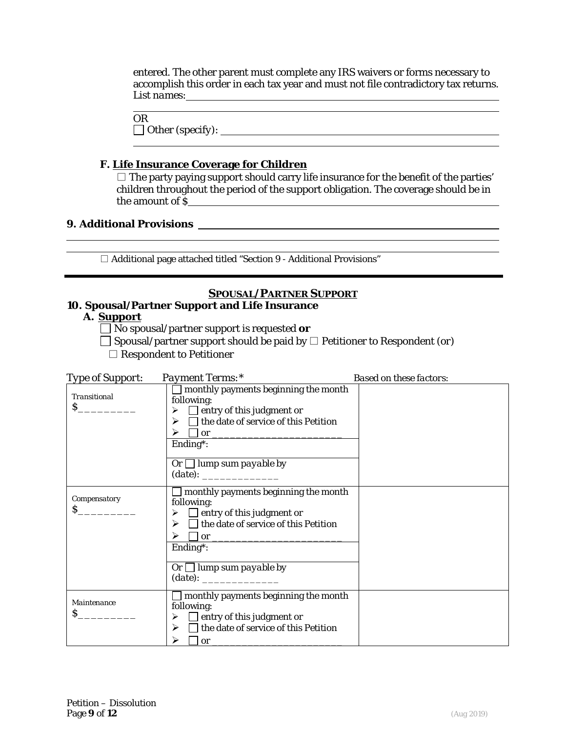entered. The other parent must complete any IRS waivers or forms necessary to accomplish this order in each tax year and must not file contradictory tax returns. *List names:* ______________________________

______________________________

OR
☐ Other (specify): ______________________________

______________________________

### F. Life Insurance Coverage for Children

☐ The party paying support should carry life insurance for the benefit of the parties' children throughout the period of the support obligation. The coverage should be in the amount of $______________________________

## 9. Additional Provisions ______________________________

______________________________

______________________________

☐ Additional page attached titled "Section 9 - Additional Provisions"

---

## SPOUSAL/PARTNER SUPPORT

## 10. Spousal/Partner Support and Life Insurance

### A. Support

☐ No spousal/partner support is requested **or**

☐ Spousal/partner support should be paid by ☐ Petitioner to Respondent (or) ☐ Respondent to Petitioner

| Type of Support: | Payment Terms:* | *Based on these factors:* |
|---|---|---|
| *Transitional* $_________ | ☐ monthly payments beginning the month following: ➢ ☐ *entry of this judgment or* ➢ ☐ the date of service of this Petition ➢ ☐ or ______________________ Ending*: Or ☐ *lump sum payable by (date):* _____________ | |
| *Compensatory* $_________ | ☐ monthly payments beginning the month following: ➢ ☐ *entry of this judgment or* ➢ ☐ the date of service of this Petition ➢ ☐ or ______________________ Ending*: Or ☐ *lump sum payable by (date):* _____________ | |
| *Maintenance* $_________ | ☐ monthly payments beginning the month following: ➢ ☐ *entry of this judgment or* ➢ ☐ the date of service of this Petition ➢ ☐ or ______________________ | |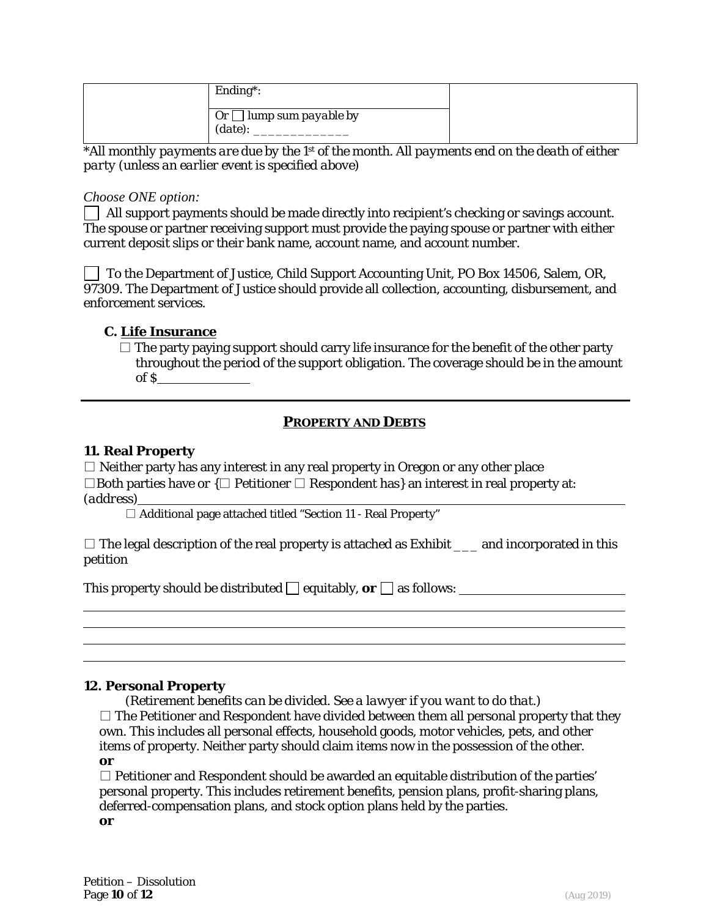| | Ending*: | |
|---|---|---|
| | Or ☐ lump sum payable by (date): _____________ | |

*All monthly payments are due by the 1st of the month. All payments end on the death of either party (unless an earlier event is specified above)*

*Choose ONE option:*

☐ All support payments should be made directly into recipient's checking or savings account. The spouse or partner receiving support must provide the paying spouse or partner with either current deposit slips or their bank name, account name, and account number.

☐ To the Department of Justice, Child Support Accounting Unit, PO Box 14506, Salem, OR, 97309. The Department of Justice should provide all collection, accounting, disbursement, and enforcement services.

### C. Life Insurance

☐ The party paying support should carry life insurance for the benefit of the other party throughout the period of the support obligation. The coverage should be in the amount of $______________

---

## PROPERTY AND DEBTS

### 11. Real Property

☐ Neither party has any interest in any real property in Oregon or any other place

☐ Both parties have or {☐ Petitioner ☐ Respondent has} an interest in real property at: *(address)*________________________________________________

☐ Additional page attached titled "Section 11 - Real Property"

☐ The legal description of the real property is attached as Exhibit ___ and incorporated in this petition

This property should be distributed ☐ equitably, **or** ☐ as follows: ________________________

________________________________________________________________________________

________________________________________________________________________________

________________________________________________________________________________

________________________________________________________________________________

### 12. Personal Property

*(Retirement benefits can be divided. See a lawyer if you want to do that.)*

☐ The Petitioner and Respondent have divided between them all personal property that they own. This includes all personal effects, household goods, motor vehicles, pets, and other items of property. Neither party should claim items now in the possession of the other.

**or**

☐ Petitioner and Respondent should be awarded an equitable distribution of the parties' personal property. This includes retirement benefits, pension plans, profit-sharing plans, deferred-compensation plans, and stock option plans held by the parties.

**or**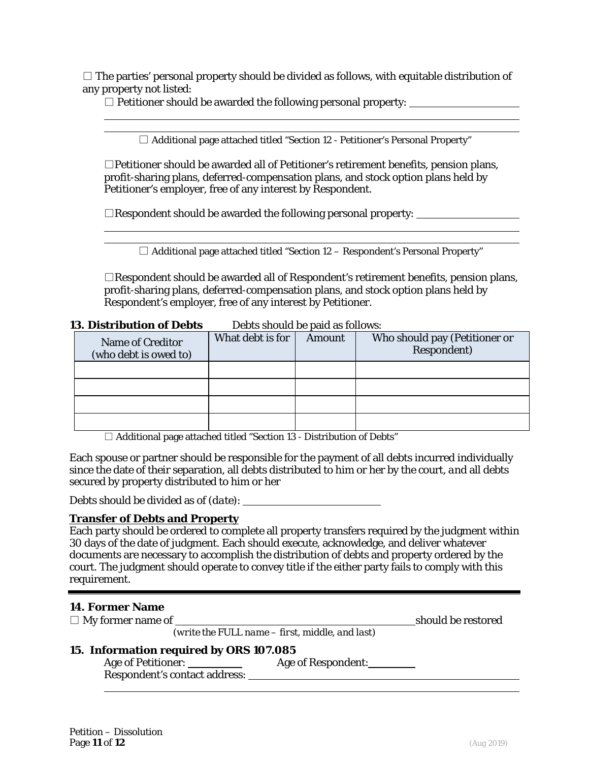☐ The parties' personal property should be divided as follows, with equitable distribution of any property not listed:

☐ Petitioner should be awarded the following personal property: ____________________

________________________________________________________________________________

________________________________________________________________________________

☐ Additional page attached titled "Section 12 - Petitioner's Personal Property"

☐Petitioner should be awarded all of Petitioner's retirement benefits, pension plans, profit-sharing plans, deferred-compensation plans, and stock option plans held by Petitioner's employer, free of any interest by Respondent.

☐Respondent should be awarded the following personal property: ____________________

________________________________________________________________________________

________________________________________________________________________________

☐ Additional page attached titled "Section 12 – Respondent's Personal Property"

☐Respondent should be awarded all of Respondent's retirement benefits, pension plans, profit-sharing plans, deferred-compensation plans, and stock option plans held by Respondent's employer, free of any interest by Petitioner.

**13. Distribution of Debts** Debts should be paid as follows:

| Name of Creditor (who debt is owed to) | What debt is for | Amount | Who should pay (Petitioner or Respondent) |
|---|---|---|---|
| | | | |
| | | | |
| | | | |
| | | | |

☐ Additional page attached titled "Section 13 - Distribution of Debts"

Each spouse or partner should be responsible for the payment of all debts incurred individually since the date of their separation, all debts distributed to him or her by the court, and all debts secured by property distributed to him or her

Debts should be divided as of *(date)*: ____________________

**Transfer of Debts and Property**

Each party should be ordered to complete all property transfers required by the judgment within 30 days of the date of judgment. Each should execute, acknowledge, and deliver whatever documents are necessary to accomplish the distribution of debts and property ordered by the court. The judgment should operate to convey title if the either party fails to comply with this requirement.

---

**14. Former Name**

☐ My former name of ________________________________ should be restored
*(write the FULL name – first, middle, and last)*

**15. Information required by ORS 107.085**

Age of Petitioner: __________ Age of Respondent: __________

Respondent's contact address: ________________________________________________

________________________________________________________________________________

Petition – Dissolution

(Aug 2019)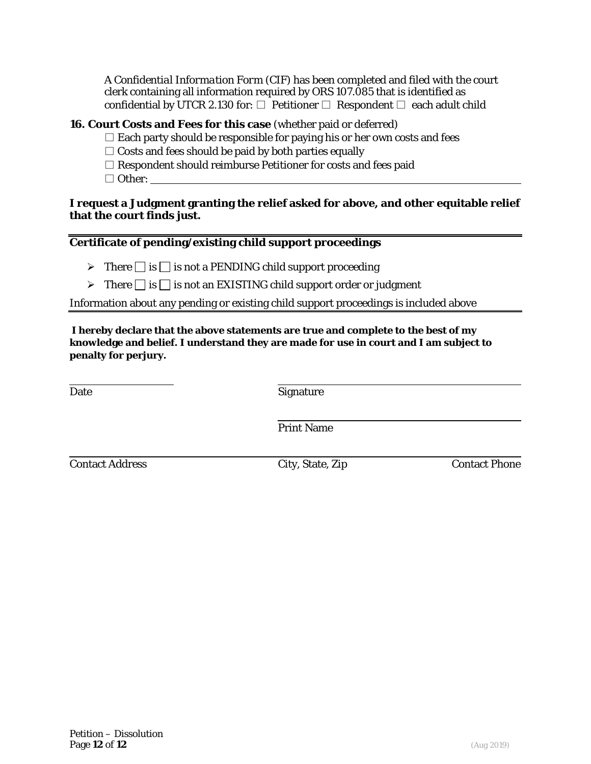A Confidential Information Form (CIF) has been completed and filed with the court clerk containing all information required by ORS 107.085 that is identified as confidential by UTCR 2.130 for: ☐ Petitioner ☐ Respondent ☐ each adult child

**16. Court Costs and Fees for this case** (whether paid or deferred)

☐ Each party should be responsible for paying his or her own costs and fees

☐ Costs and fees should be paid by both parties equally

☐ Respondent should reimburse Petitioner for costs and fees paid

☐ Other: ______________________________________________________________

**I request a Judgment granting the relief asked for above, and other equitable relief that the court finds just.**

---

**Certificate of pending/existing child support proceedings**

- There ☐ is ☐ is not a PENDING child support proceeding
- There ☐ is ☐ is not an EXISTING child support order or judgment

Information about any pending or existing child support proceedings is included above

---

**I hereby declare that the above statements are true and complete to the best of my knowledge and belief. I understand they are made for use in court and I am subject to penalty for perjury.**

____________________ ____________________________________________

Date Signature

____________________________________________

Print Name

________________________________________________________________________________

Contact Address City, State, Zip Contact Phone

Petition – Dissolution

(Aug 2019)